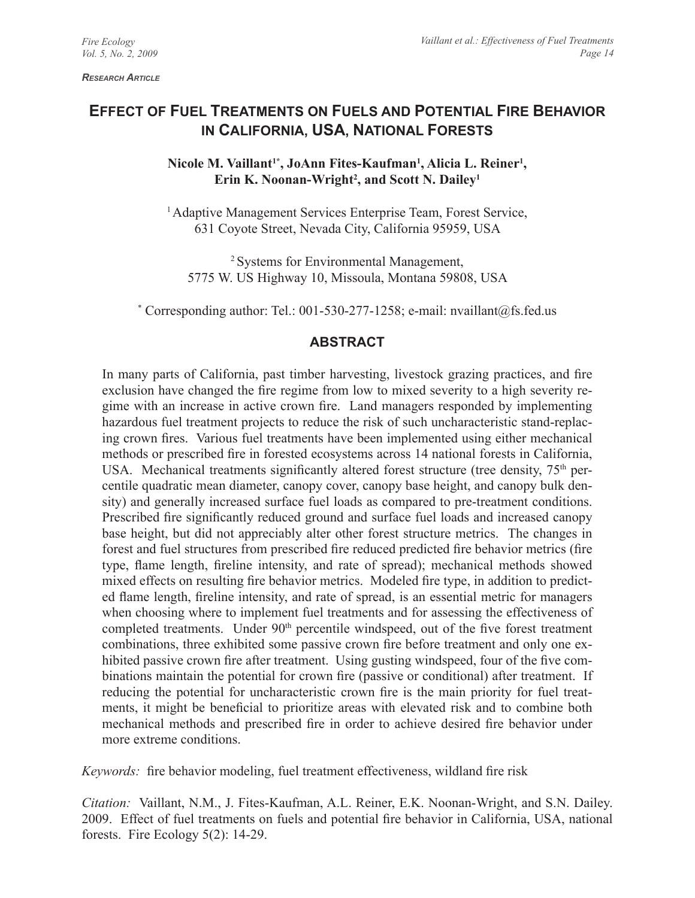*Research Article*

# Effect of Fuel Treatments on Fuels and Potential Fire Behavior in California, USA, National Forests

**Nicole M. Vaillant[1*], JoAnn Fites-Kaufman[1], Alicia L. Reiner[1], Erin K. Noonan-Wright[2], and Scott N. Dailey[1]**

[1] Adaptive Management Services Enterprise Team, Forest Service, 631 Coyote Street, Nevada City, California 95959, USA

[2] Systems for Environmental Management, 5775 W. US Highway 10, Missoula, Montana 59808, USA

[*] Corresponding author: Tel.: 001-530-277-1258; e-mail: nvaillant@fs.fed.us

## ABSTRACT

In many parts of California, past timber harvesting, livestock grazing practices, and fire exclusion have changed the fire regime from low to mixed severity to a high severity regime with an increase in active crown fire. Land managers responded by implementing hazardous fuel treatment projects to reduce the risk of such uncharacteristic stand-replacing crown fires. Various fuel treatments have been implemented using either mechanical methods or prescribed fire in forested ecosystems across 14 national forests in California, USA. Mechanical treatments significantly altered forest structure (tree density, 75th percentile quadratic mean diameter, canopy cover, canopy base height, and canopy bulk density) and generally increased surface fuel loads as compared to pre-treatment conditions. Prescribed fire significantly reduced ground and surface fuel loads and increased canopy base height, but did not appreciably alter other forest structure metrics. The changes in forest and fuel structures from prescribed fire reduced predicted fire behavior metrics (fire type, flame length, fireline intensity, and rate of spread); mechanical methods showed mixed effects on resulting fire behavior metrics. Modeled fire type, in addition to predicted flame length, fireline intensity, and rate of spread, is an essential metric for managers when choosing where to implement fuel treatments and for assessing the effectiveness of completed treatments. Under 90th percentile windspeed, out of the five forest treatment combinations, three exhibited some passive crown fire before treatment and only one exhibited passive crown fire after treatment. Using gusting windspeed, four of the five combinations maintain the potential for crown fire (passive or conditional) after treatment. If reducing the potential for uncharacteristic crown fire is the main priority for fuel treatments, it might be beneficial to prioritize areas with elevated risk and to combine both mechanical methods and prescribed fire in order to achieve desired fire behavior under more extreme conditions.

*Keywords:* fire behavior modeling, fuel treatment effectiveness, wildland fire risk

*Citation:* Vaillant, N.M., J. Fites-Kaufman, A.L. Reiner, E.K. Noonan-Wright, and S.N. Dailey. 2009. Effect of fuel treatments on fuels and potential fire behavior in California, USA, national forests. Fire Ecology 5(2): 14-29.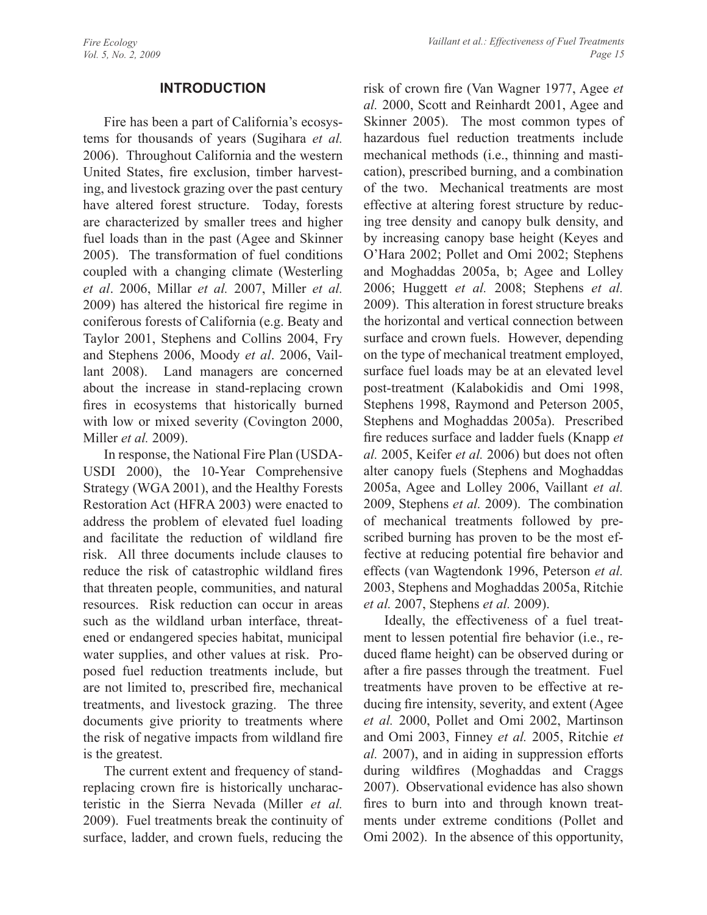## INTRODUCTION

Fire has been a part of California's ecosystems for thousands of years (Sugihara *et al.* 2006). Throughout California and the western United States, fire exclusion, timber harvesting, and livestock grazing over the past century have altered forest structure. Today, forests are characterized by smaller trees and higher fuel loads than in the past (Agee and Skinner 2005). The transformation of fuel conditions coupled with a changing climate (Westerling *et al*. 2006, Millar *et al.* 2007, Miller *et al.* 2009) has altered the historical fire regime in coniferous forests of California (e.g. Beaty and Taylor 2001, Stephens and Collins 2004, Fry and Stephens 2006, Moody *et al*. 2006, Vaillant 2008). Land managers are concerned about the increase in stand-replacing crown fires in ecosystems that historically burned with low or mixed severity (Covington 2000, Miller *et al.* 2009).

In response, the National Fire Plan (USDA-USDI 2000), the 10-Year Comprehensive Strategy (WGA 2001), and the Healthy Forests Restoration Act (HFRA 2003) were enacted to address the problem of elevated fuel loading and facilitate the reduction of wildland fire risk. All three documents include clauses to reduce the risk of catastrophic wildland fires that threaten people, communities, and natural resources. Risk reduction can occur in areas such as the wildland urban interface, threatened or endangered species habitat, municipal water supplies, and other values at risk. Proposed fuel reduction treatments include, but are not limited to, prescribed fire, mechanical treatments, and livestock grazing. The three documents give priority to treatments where the risk of negative impacts from wildland fire is the greatest.

The current extent and frequency of stand-replacing crown fire is historically uncharacteristic in the Sierra Nevada (Miller *et al.* 2009). Fuel treatments break the continuity of surface, ladder, and crown fuels, reducing the risk of crown fire (Van Wagner 1977, Agee *et al.* 2000, Scott and Reinhardt 2001, Agee and Skinner 2005). The most common types of hazardous fuel reduction treatments include mechanical methods (i.e., thinning and mastication), prescribed burning, and a combination of the two. Mechanical treatments are most effective at altering forest structure by reducing tree density and canopy bulk density, and by increasing canopy base height (Keyes and O'Hara 2002; Pollet and Omi 2002; Stephens and Moghaddas 2005a, b; Agee and Lolley 2006; Huggett *et al.* 2008; Stephens *et al.* 2009). This alteration in forest structure breaks the horizontal and vertical connection between surface and crown fuels. However, depending on the type of mechanical treatment employed, surface fuel loads may be at an elevated level post-treatment (Kalabokidis and Omi 1998, Stephens 1998, Raymond and Peterson 2005, Stephens and Moghaddas 2005a). Prescribed fire reduces surface and ladder fuels (Knapp *et al.* 2005, Keifer *et al.* 2006) but does not often alter canopy fuels (Stephens and Moghaddas 2005a, Agee and Lolley 2006, Vaillant *et al.* 2009, Stephens *et al.* 2009). The combination of mechanical treatments followed by prescribed burning has proven to be the most effective at reducing potential fire behavior and effects (van Wagtendonk 1996, Peterson *et al.* 2003, Stephens and Moghaddas 2005a, Ritchie *et al.* 2007, Stephens *et al.* 2009).

Ideally, the effectiveness of a fuel treatment to lessen potential fire behavior (i.e., reduced flame height) can be observed during or after a fire passes through the treatment. Fuel treatments have proven to be effective at reducing fire intensity, severity, and extent (Agee *et al.* 2000, Pollet and Omi 2002, Martinson and Omi 2003, Finney *et al.* 2005, Ritchie *et al.* 2007), and in aiding in suppression efforts during wildfires (Moghaddas and Craggs 2007). Observational evidence has also shown fires to burn into and through known treatments under extreme conditions (Pollet and Omi 2002). In the absence of this opportunity,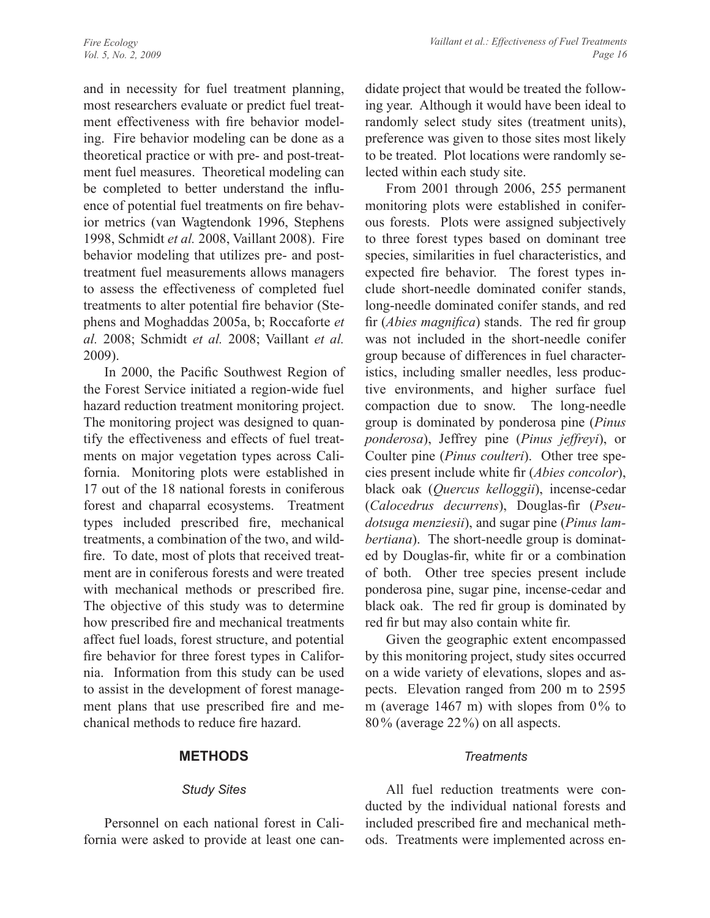and in necessity for fuel treatment planning, most researchers evaluate or predict fuel treatment effectiveness with fire behavior modeling. Fire behavior modeling can be done as a theoretical practice or with pre- and post-treatment fuel measures. Theoretical modeling can be completed to better understand the influence of potential fuel treatments on fire behavior metrics (van Wagtendonk 1996, Stephens 1998, Schmidt *et al.* 2008, Vaillant 2008). Fire behavior modeling that utilizes pre- and post-treatment fuel measurements allows managers to assess the effectiveness of completed fuel treatments to alter potential fire behavior (Stephens and Moghaddas 2005a, b; Roccaforte *et al.* 2008; Schmidt *et al.* 2008; Vaillant *et al.* 2009).

In 2000, the Pacific Southwest Region of the Forest Service initiated a region-wide fuel hazard reduction treatment monitoring project. The monitoring project was designed to quantify the effectiveness and effects of fuel treatments on major vegetation types across California. Monitoring plots were established in 17 out of the 18 national forests in coniferous forest and chaparral ecosystems. Treatment types included prescribed fire, mechanical treatments, a combination of the two, and wildfire. To date, most of plots that received treatment are in coniferous forests and were treated with mechanical methods or prescribed fire. The objective of this study was to determine how prescribed fire and mechanical treatments affect fuel loads, forest structure, and potential fire behavior for three forest types in California. Information from this study can be used to assist in the development of forest management plans that use prescribed fire and mechanical methods to reduce fire hazard.

## METHODS

### *Study Sites*

Personnel on each national forest in California were asked to provide at least one candidate project that would be treated the following year. Although it would have been ideal to randomly select study sites (treatment units), preference was given to those sites most likely to be treated. Plot locations were randomly selected within each study site.

From 2001 through 2006, 255 permanent monitoring plots were established in coniferous forests. Plots were assigned subjectively to three forest types based on dominant tree species, similarities in fuel characteristics, and expected fire behavior. The forest types include short-needle dominated conifer stands, long-needle dominated conifer stands, and red fir (*Abies magnifica*) stands. The red fir group was not included in the short-needle conifer group because of differences in fuel characteristics, including smaller needles, less productive environments, and higher surface fuel compaction due to snow. The long-needle group is dominated by ponderosa pine (*Pinus ponderosa*), Jeffrey pine (*Pinus jeffreyi*), or Coulter pine (*Pinus coulteri*). Other tree species present include white fir (*Abies concolor*), black oak (*Quercus kelloggii*), incense-cedar (*Calocedrus decurrens*), Douglas-fir (*Pseudotsuga menziesii*), and sugar pine (*Pinus lambertiana*). The short-needle group is dominated by Douglas-fir, white fir or a combination of both. Other tree species present include ponderosa pine, sugar pine, incense-cedar and black oak. The red fir group is dominated by red fir but may also contain white fir.

Given the geographic extent encompassed by this monitoring project, study sites occurred on a wide variety of elevations, slopes and aspects. Elevation ranged from 200 m to 2595 m (average 1467 m) with slopes from 0% to 80% (average 22%) on all aspects.

### *Treatments*

All fuel reduction treatments were conducted by the individual national forests and included prescribed fire and mechanical methods. Treatments were implemented across en-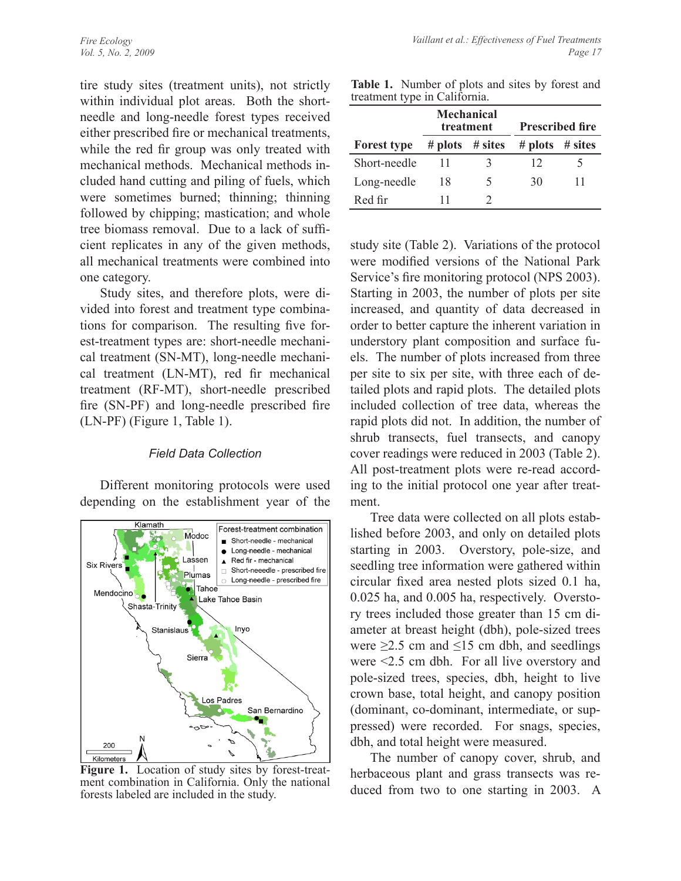tire study sites (treatment units), not strictly within individual plot areas. Both the short-needle and long-needle forest types received either prescribed fire or mechanical treatments, while the red fir group was only treated with mechanical methods. Mechanical methods included hand cutting and piling of fuels, which were sometimes burned; thinning; thinning followed by chipping; mastication; and whole tree biomass removal. Due to a lack of sufficient replicates in any of the given methods, all mechanical treatments were combined into one category.

Study sites, and therefore plots, were divided into forest and treatment type combinations for comparison. The resulting five forest-treatment types are: short-needle mechanical treatment (SN-MT), long-needle mechanical treatment (LN-MT), red fir mechanical treatment (RF-MT), short-needle prescribed fire (SN-PF) and long-needle prescribed fire (LN-PF) (Figure 1, Table 1).

### *Field Data Collection*

Different monitoring protocols were used depending on the establishment year of the study site (Table 2). Variations of the protocol were modified versions of the National Park Service's fire monitoring protocol (NPS 2003). Starting in 2003, the number of plots per site increased, and quantity of data decreased in order to better capture the inherent variation in understory plant composition and surface fuels. The number of plots increased from three per site to six per site, with three each of detailed plots and rapid plots. The detailed plots included collection of tree data, whereas the rapid plots did not. In addition, the number of shrub transects, fuel transects, and canopy cover readings were reduced in 2003 (Table 2). All post-treatment plots were re-read according to the initial protocol one year after treatment.

Forest-treatment combination
Short-needle - mechanical
Long-needle - mechanical
Red fir - mechanical
Short-neeedle - prescribed fire
Long-needle - prescribed fire
Klamath
Modoc
Six Rivers
Lassen
Plumas
Mendocino
Tahoe
Lake Tahoe Basin
Shasta-Trinity
Stanislaus
Inyo
Sierra
Los Padres
San Bernardino
200
Kilometers
N

**Figure 1.** Location of study sites by forest-treatment combination in California. Only the national forests labeled are included in the study.

**Table 1.** Number of plots and sites by forest and treatment type in California.

| | Mechanical treatment | | Prescribed fire | |
|---|---|---|---|---|
| **Forest type** | **# plots** | **# sites** | **# plots** | **# sites** |
| Short-needle | 11 | 3 | 12 | 5 |
| Long-needle | 18 | 5 | 30 | 11 |
| Red fir | 11 | 2 | | |

Tree data were collected on all plots established before 2003, and only on detailed plots starting in 2003. Overstory, pole-size, and seedling tree information were gathered within circular fixed area nested plots sized 0.1 ha, 0.025 ha, and 0.005 ha, respectively. Overstory trees included those greater than 15 cm diameter at breast height (dbh), pole-sized trees were ≥2.5 cm and ≤15 cm dbh, and seedlings were <2.5 cm dbh. For all live overstory and pole-sized trees, species, dbh, height to live crown base, total height, and canopy position (dominant, co-dominant, intermediate, or suppressed) were recorded. For snags, species, dbh, and total height were measured.

The number of canopy cover, shrub, and herbaceous plant and grass transects was reduced from two to one starting in 2003. A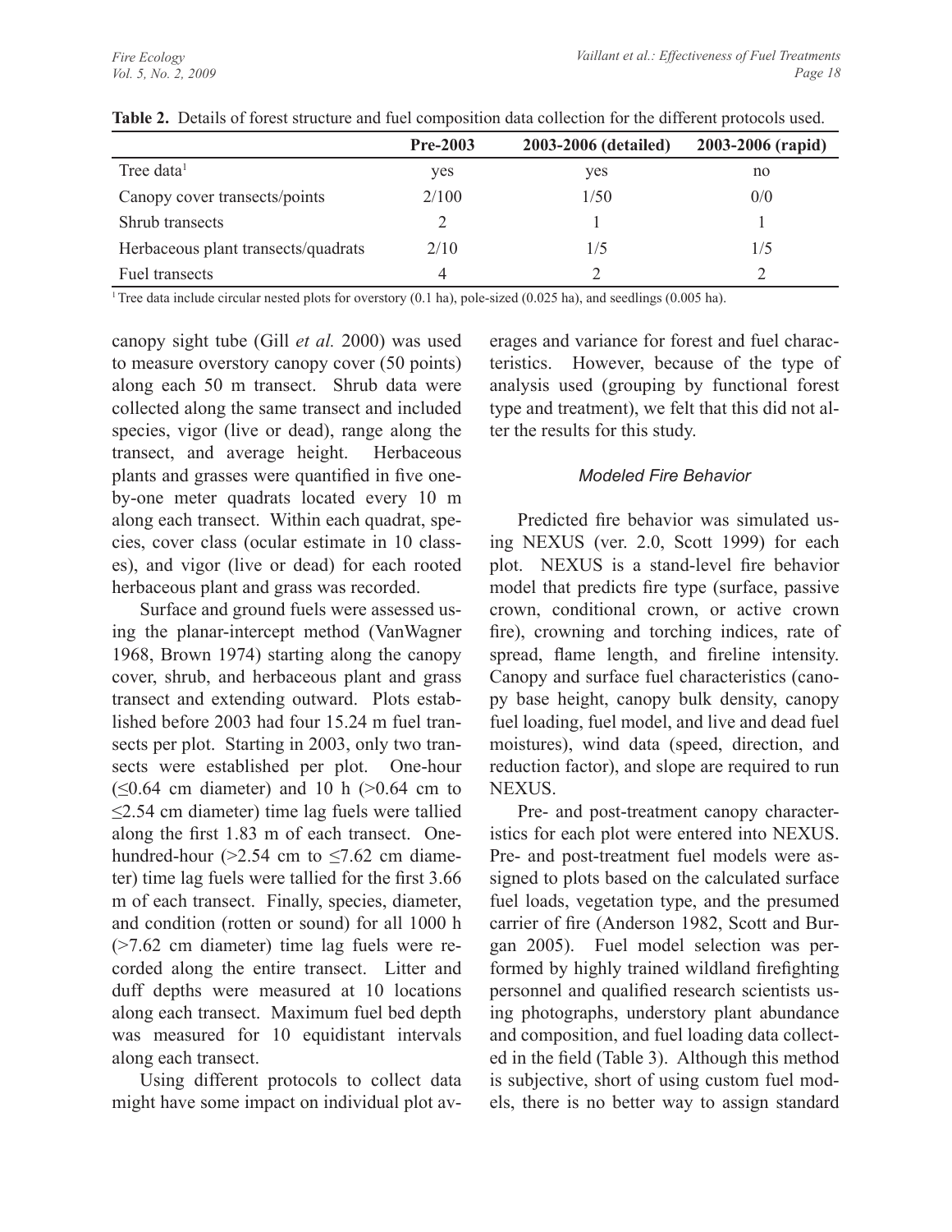**Table 2.** Details of forest structure and fuel composition data collection for the different protocols used.

| | Pre-2003 | 2003-2006 (detailed) | 2003-2006 (rapid) |
|---|---|---|---|
| Tree data[1] | yes | yes | no |
| Canopy cover transects/points | 2/100 | 1/50 | 0/0 |
| Shrub transects | 2 | 1 | 1 |
| Herbaceous plant transects/quadrats | 2/10 | 1/5 | 1/5 |
| Fuel transects | 4 | 2 | 2 |

[1] Tree data include circular nested plots for overstory (0.1 ha), pole-sized (0.025 ha), and seedlings (0.005 ha).

canopy sight tube (Gill *et al.* 2000) was used to measure overstory canopy cover (50 points) along each 50 m transect. Shrub data were collected along the same transect and included species, vigor (live or dead), range along the transect, and average height. Herbaceous plants and grasses were quantified in five one-by-one meter quadrats located every 10 m along each transect. Within each quadrat, species, cover class (ocular estimate in 10 classes), and vigor (live or dead) for each rooted herbaceous plant and grass was recorded.

Surface and ground fuels were assessed using the planar-intercept method (VanWagner 1968, Brown 1974) starting along the canopy cover, shrub, and herbaceous plant and grass transect and extending outward. Plots established before 2003 had four 15.24 m fuel transects per plot. Starting in 2003, only two transects were established per plot. One-hour ($\leq$0.64 cm diameter) and 10 h (>0.64 cm to $\leq$2.54 cm diameter) time lag fuels were tallied along the first 1.83 m of each transect. One-hundred-hour (>2.54 cm to $\leq$7.62 cm diameter) time lag fuels were tallied for the first 3.66 m of each transect. Finally, species, diameter, and condition (rotten or sound) for all 1000 h (>7.62 cm diameter) time lag fuels were recorded along the entire transect. Litter and duff depths were measured at 10 locations along each transect. Maximum fuel bed depth was measured for 10 equidistant intervals along each transect.

Using different protocols to collect data might have some impact on individual plot averages and variance for forest and fuel characteristics. However, because of the type of analysis used (grouping by functional forest type and treatment), we felt that this did not alter the results for this study.

### *Modeled Fire Behavior*

Predicted fire behavior was simulated using NEXUS (ver. 2.0, Scott 1999) for each plot. NEXUS is a stand-level fire behavior model that predicts fire type (surface, passive crown, conditional crown, or active crown fire), crowning and torching indices, rate of spread, flame length, and fireline intensity. Canopy and surface fuel characteristics (canopy base height, canopy bulk density, canopy fuel loading, fuel model, and live and dead fuel moistures), wind data (speed, direction, and reduction factor), and slope are required to run NEXUS.

Pre- and post-treatment canopy characteristics for each plot were entered into NEXUS. Pre- and post-treatment fuel models were assigned to plots based on the calculated surface fuel loads, vegetation type, and the presumed carrier of fire (Anderson 1982, Scott and Burgan 2005). Fuel model selection was performed by highly trained wildland firefighting personnel and qualified research scientists using photographs, understory plant abundance and composition, and fuel loading data collected in the field (Table 3). Although this method is subjective, short of using custom fuel models, there is no better way to assign standard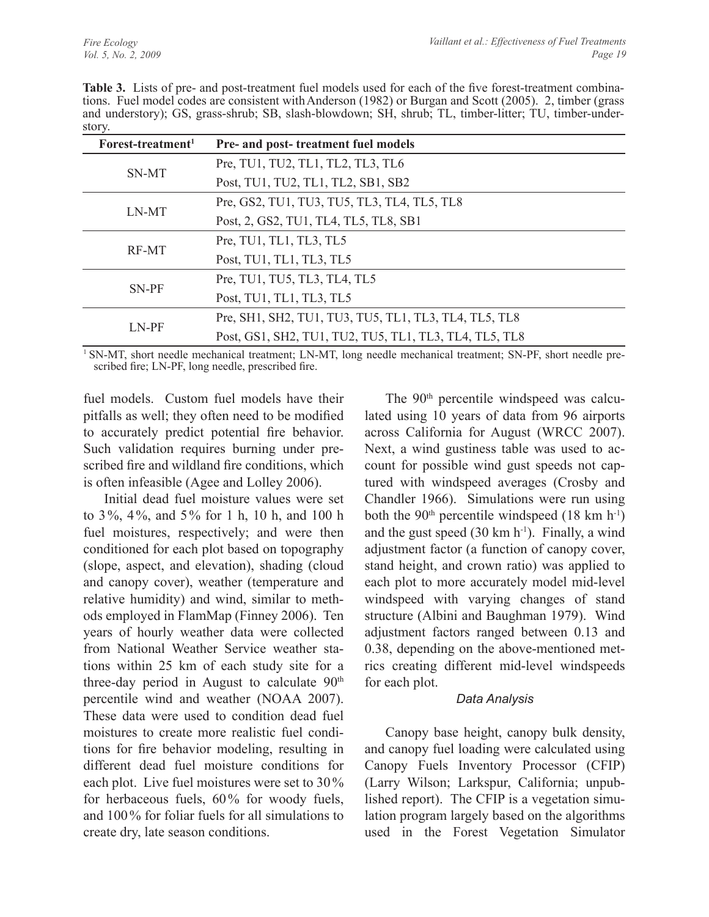**Table 3.** Lists of pre- and post-treatment fuel models used for each of the five forest-treatment combinations. Fuel model codes are consistent with Anderson (1982) or Burgan and Scott (2005). 2, timber (grass and understory); GS, grass-shrub; SB, slash-blowdown; SH, shrub; TL, timber-litter; TU, timber-understory.

| Forest-treatment[1] | Pre- and post- treatment fuel models |
|---|---|
| SN-MT | Pre, TU1, TU2, TL1, TL2, TL3, TL6 |
| | Post, TU1, TU2, TL1, TL2, SB1, SB2 |
| LN-MT | Pre, GS2, TU1, TU3, TU5, TL3, TL4, TL5, TL8 |
| | Post, 2, GS2, TU1, TL4, TL5, TL8, SB1 |
| RF-MT | Pre, TU1, TL1, TL3, TL5 |
| | Post, TU1, TL1, TL3, TL5 |
| SN-PF | Pre, TU1, TU5, TL3, TL4, TL5 |
| | Post, TU1, TL1, TL3, TL5 |
| LN-PF | Pre, SH1, SH2, TU1, TU3, TU5, TL1, TL3, TL4, TL5, TL8 |
| | Post, GS1, SH2, TU1, TU2, TU5, TL1, TL3, TL4, TL5, TL8 |

[1] SN-MT, short needle mechanical treatment; LN-MT, long needle mechanical treatment; SN-PF, short needle prescribed fire; LN-PF, long needle, prescribed fire.

fuel models. Custom fuel models have their pitfalls as well; they often need to be modified to accurately predict potential fire behavior. Such validation requires burning under prescribed fire and wildland fire conditions, which is often infeasible (Agee and Lolley 2006).

Initial dead fuel moisture values were set to 3%, 4%, and 5% for 1 h, 10 h, and 100 h fuel moistures, respectively; and were then conditioned for each plot based on topography (slope, aspect, and elevation), shading (cloud and canopy cover), weather (temperature and relative humidity) and wind, similar to methods employed in FlamMap (Finney 2006). Ten years of hourly weather data were collected from National Weather Service weather stations within 25 km of each study site for a three-day period in August to calculate 90th percentile wind and weather (NOAA 2007). These data were used to condition dead fuel moistures to create more realistic fuel conditions for fire behavior modeling, resulting in different dead fuel moisture conditions for each plot. Live fuel moistures were set to 30% for herbaceous fuels, 60% for woody fuels, and 100% for foliar fuels for all simulations to create dry, late season conditions.

The 90th percentile windspeed was calculated using 10 years of data from 96 airports across California for August (WRCC 2007). Next, a wind gustiness table was used to account for possible wind gust speeds not captured with windspeed averages (Crosby and Chandler 1966). Simulations were run using both the 90th percentile windspeed (18 km $h^{-1}$) and the gust speed (30 km $h^{-1}$). Finally, a wind adjustment factor (a function of canopy cover, stand height, and crown ratio) was applied to each plot to more accurately model mid-level windspeed with varying changes of stand structure (Albini and Baughman 1979). Wind adjustment factors ranged between 0.13 and 0.38, depending on the above-mentioned metrics creating different mid-level windspeeds for each plot.

### Data Analysis

Canopy base height, canopy bulk density, and canopy fuel loading were calculated using Canopy Fuels Inventory Processor (CFIP) (Larry Wilson; Larkspur, California; unpublished report). The CFIP is a vegetation simulation program largely based on the algorithms used in the Forest Vegetation Simulator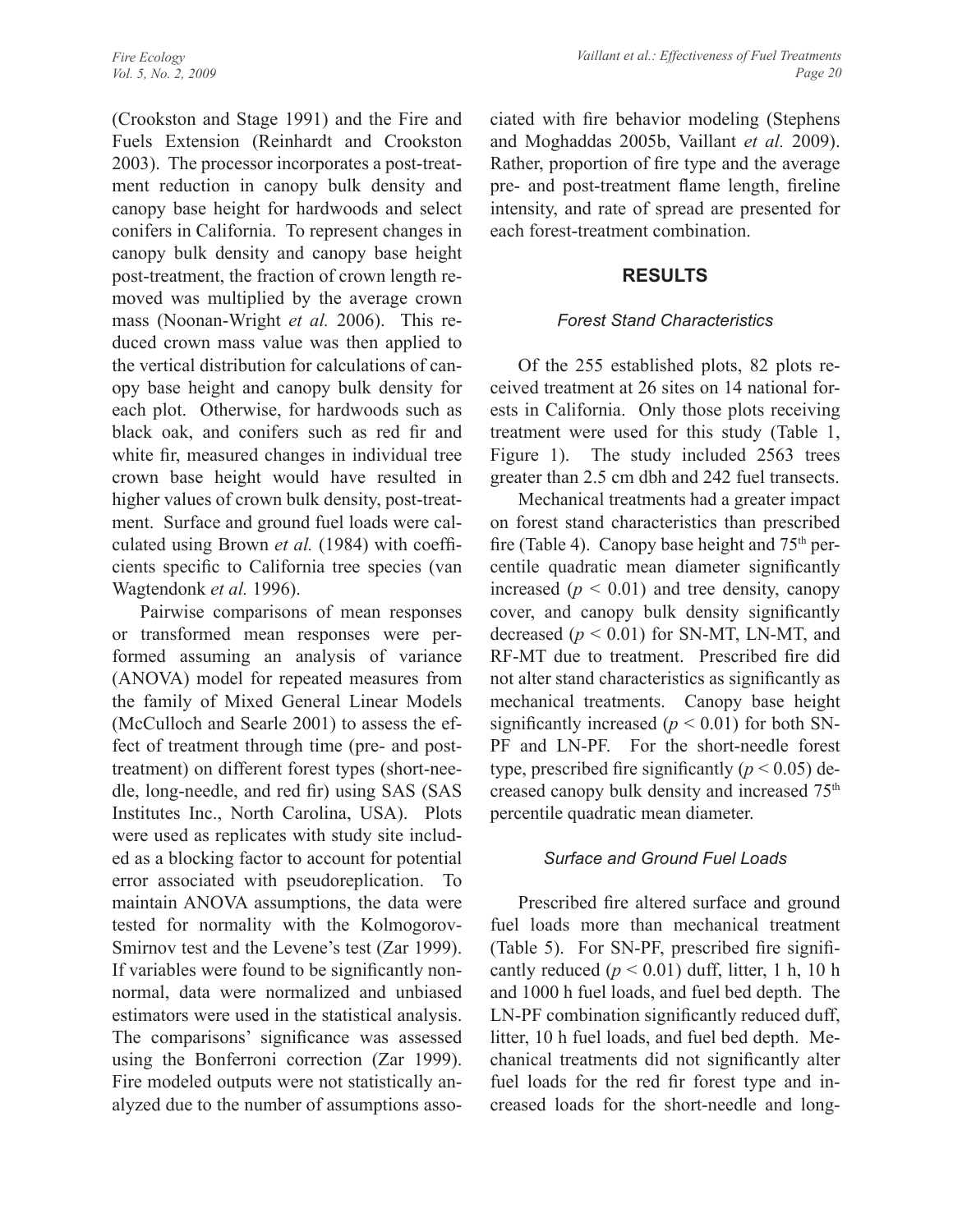(Crookston and Stage 1991) and the Fire and Fuels Extension (Reinhardt and Crookston 2003). The processor incorporates a post-treatment reduction in canopy bulk density and canopy base height for hardwoods and select conifers in California. To represent changes in canopy bulk density and canopy base height post-treatment, the fraction of crown length removed was multiplied by the average crown mass (Noonan-Wright *et al.* 2006). This reduced crown mass value was then applied to the vertical distribution for calculations of canopy base height and canopy bulk density for each plot. Otherwise, for hardwoods such as black oak, and conifers such as red fir and white fir, measured changes in individual tree crown base height would have resulted in higher values of crown bulk density, post-treatment. Surface and ground fuel loads were calculated using Brown *et al.* (1984) with coefficients specific to California tree species (van Wagtendonk *et al.* 1996).

Pairwise comparisons of mean responses or transformed mean responses were performed assuming an analysis of variance (ANOVA) model for repeated measures from the family of Mixed General Linear Models (McCulloch and Searle 2001) to assess the effect of treatment through time (pre- and post-treatment) on different forest types (short-needle, long-needle, and red fir) using SAS (SAS Institutes Inc., North Carolina, USA). Plots were used as replicates with study site included as a blocking factor to account for potential error associated with pseudoreplication. To maintain ANOVA assumptions, the data were tested for normality with the Kolmogorov-Smirnov test and the Levene's test (Zar 1999). If variables were found to be significantly non-normal, data were normalized and unbiased estimators were used in the statistical analysis. The comparisons' significance was assessed using the Bonferroni correction (Zar 1999). Fire modeled outputs were not statistically analyzed due to the number of assumptions associated with fire behavior modeling (Stephens and Moghaddas 2005b, Vaillant *et al.* 2009). Rather, proportion of fire type and the average pre- and post-treatment flame length, fireline intensity, and rate of spread are presented for each forest-treatment combination.

## RESULTS

### *Forest Stand Characteristics*

Of the 255 established plots, 82 plots received treatment at 26 sites on 14 national forests in California. Only those plots receiving treatment were used for this study (Table 1, Figure 1). The study included 2563 trees greater than 2.5 cm dbh and 242 fuel transects.

Mechanical treatments had a greater impact on forest stand characteristics than prescribed fire (Table 4). Canopy base height and 75$^{th}$ percentile quadratic mean diameter significantly increased ($p < 0.01$) and tree density, canopy cover, and canopy bulk density significantly decreased ($p < 0.01$) for SN-MT, LN-MT, and RF-MT due to treatment. Prescribed fire did not alter stand characteristics as significantly as mechanical treatments. Canopy base height significantly increased ($p < 0.01$) for both SN-PF and LN-PF. For the short-needle forest type, prescribed fire significantly ($p < 0.05$) decreased canopy bulk density and increased 75$^{th}$ percentile quadratic mean diameter.

### *Surface and Ground Fuel Loads*

Prescribed fire altered surface and ground fuel loads more than mechanical treatment (Table 5). For SN-PF, prescribed fire significantly reduced ($p < 0.01$) duff, litter, 1 h, 10 h and 1000 h fuel loads, and fuel bed depth. The LN-PF combination significantly reduced duff, litter, 10 h fuel loads, and fuel bed depth. Mechanical treatments did not significantly alter fuel loads for the red fir forest type and increased loads for the short-needle and long-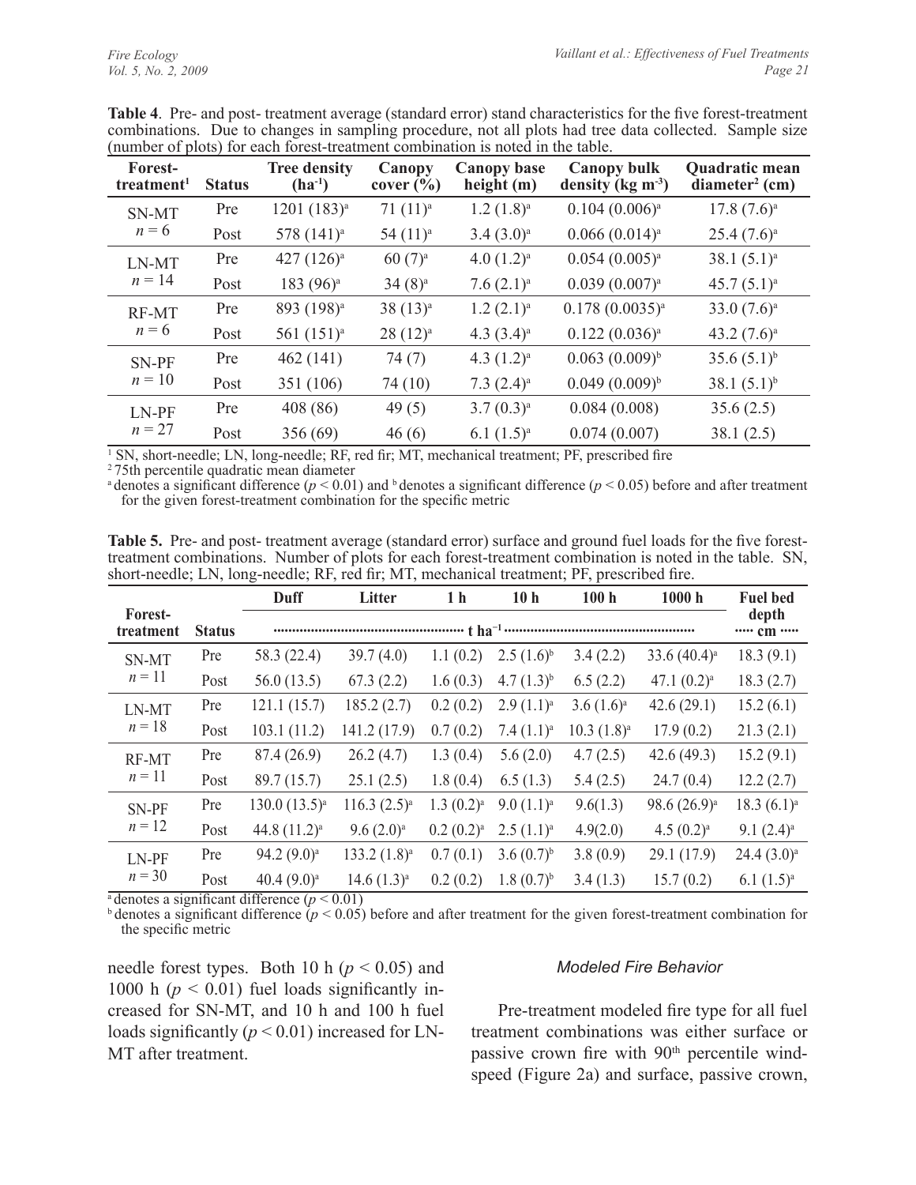**Table 4**. Pre- and post- treatment average (standard error) stand characteristics for the five forest-treatment combinations. Due to changes in sampling procedure, not all plots had tree data collected. Sample size (number of plots) for each forest-treatment combination is noted in the table.

| Forest-treatment[1] | Status | Tree density ($ha^{-1}$) | Canopy cover (%) | Canopy base height (m) | Canopy bulk density ($kg\ m^{-3}$) | Quadratic mean diameter[2] (cm) |
|---|---|---|---|---|---|---|
| SN-MT | Pre | 1201 (183)[a] | 71 (11)[a] | 1.2 (1.8)[a] | 0.104 (0.006)[a] | 17.8 (7.6)[a] |
| $n = 6$ | Post | 578 (141)[a] | 54 (11)[a] | 3.4 (3.0)[a] | 0.066 (0.014)[a] | 25.4 (7.6)[a] |
| LN-MT | Pre | 427 (126)[a] | 60 (7)[a] | 4.0 (1.2)[a] | 0.054 (0.005)[a] | 38.1 (5.1)[a] |
| $n = 14$ | Post | 183 (96)[a] | 34 (8)[a] | 7.6 (2.1)[a] | 0.039 (0.007)[a] | 45.7 (5.1)[a] |
| RF-MT | Pre | 893 (198)[a] | 38 (13)[a] | 1.2 (2.1)[a] | 0.178 (0.0035)[a] | 33.0 (7.6)[a] |
| $n = 6$ | Post | 561 (151)[a] | 28 (12)[a] | 4.3 (3.4)[a] | 0.122 (0.036)[a] | 43.2 (7.6)[a] |
| SN-PF | Pre | 462 (141) | 74 (7) | 4.3 (1.2)[a] | 0.063 (0.009)[b] | 35.6 (5.1)[b] |
| $n = 10$ | Post | 351 (106) | 74 (10) | 7.3 (2.4)[a] | 0.049 (0.009)[b] | 38.1 (5.1)[b] |
| LN-PF | Pre | 408 (86) | 49 (5) | 3.7 (0.3)[a] | 0.084 (0.008) | 35.6 (2.5) |
| $n = 27$ | Post | 356 (69) | 46 (6) | 6.1 (1.5)[a] | 0.074 (0.007) | 38.1 (2.5) |

[1] SN, short-needle; LN, long-needle; RF, red fir; MT, mechanical treatment; PF, prescribed fire

[2] 75th percentile quadratic mean diameter

[a] denotes a significant difference ($p < 0.01$) and [b] denotes a significant difference ($p < 0.05$) before and after treatment for the given forest-treatment combination for the specific metric

**Table 5.** Pre- and post- treatment average (standard error) surface and ground fuel loads for the five forest-treatment combinations. Number of plots for each forest-treatment combination is noted in the table. SN, short-needle; LN, long-needle; RF, red fir; MT, mechanical treatment; PF, prescribed fire.

| Forest-treatment | Status | Duff | Litter | 1 h | 10 h | 100 h | 1000 h | Fuel bed depth |
|---|---|---|---|---|---|---|---|---|
| | | $t\ ha^{-1}$ | | | | | | cm |
| SN-MT | Pre | 58.3 (22.4) | 39.7 (4.0) | 1.1 (0.2) | 2.5 (1.6)[b] | 3.4 (2.2) | 33.6 (40.4)[a] | 18.3 (9.1) |
| $n = 11$ | Post | 56.0 (13.5) | 67.3 (2.2) | 1.6 (0.3) | 4.7 (1.3)[b] | 6.5 (2.2) | 47.1 (0.2)[a] | 18.3 (2.7) |
| LN-MT | Pre | 121.1 (15.7) | 185.2 (2.7) | 0.2 (0.2) | 2.9 (1.1)[a] | 3.6 (1.6)[a] | 42.6 (29.1) | 15.2 (6.1) |
| $n = 18$ | Post | 103.1 (11.2) | 141.2 (17.9) | 0.7 (0.2) | 7.4 (1.1)[a] | 10.3 (1.8)[a] | 17.9 (0.2) | 21.3 (2.1) |
| RF-MT | Pre | 87.4 (26.9) | 26.2 (4.7) | 1.3 (0.4) | 5.6 (2.0) | 4.7 (2.5) | 42.6 (49.3) | 15.2 (9.1) |
| $n = 11$ | Post | 89.7 (15.7) | 25.1 (2.5) | 1.8 (0.4) | 6.5 (1.3) | 5.4 (2.5) | 24.7 (0.4) | 12.2 (2.7) |
| SN-PF | Pre | 130.0 (13.5)[a] | 116.3 (2.5)[a] | 1.3 (0.2)[a] | 9.0 (1.1)[a] | 9.6(1.3) | 98.6 (26.9)[a] | 18.3 (6.1)[a] |
| $n = 12$ | Post | 44.8 (11.2)[a] | 9.6 (2.0)[a] | 0.2 (0.2)[a] | 2.5 (1.1)[a] | 4.9(2.0) | 4.5 (0.2)[a] | 9.1 (2.4)[a] |
| LN-PF | Pre | 94.2 (9.0)[a] | 133.2 (1.8)[a] | 0.7 (0.1) | 3.6 (0.7)[b] | 3.8 (0.9) | 29.1 (17.9) | 24.4 (3.0)[a] |
| $n = 30$ | Post | 40.4 (9.0)[a] | 14.6 (1.3)[a] | 0.2 (0.2) | 1.8 (0.7)[b] | 3.4 (1.3) | 15.7 (0.2) | 6.1 (1.5)[a] |

[a] denotes a significant difference ($p < 0.01$)

[b] denotes a significant difference ($p < 0.05$) before and after treatment for the given forest-treatment combination for the specific metric

needle forest types. Both 10 h ($p < 0.05$) and 1000 h ($p < 0.01$) fuel loads significantly increased for SN-MT, and 10 h and 100 h fuel loads significantly ($p < 0.01$) increased for LN-MT after treatment.

### *Modeled Fire Behavior*

Pre-treatment modeled fire type for all fuel treatment combinations was either surface or passive crown fire with 90th percentile windspeed (Figure 2a) and surface, passive crown,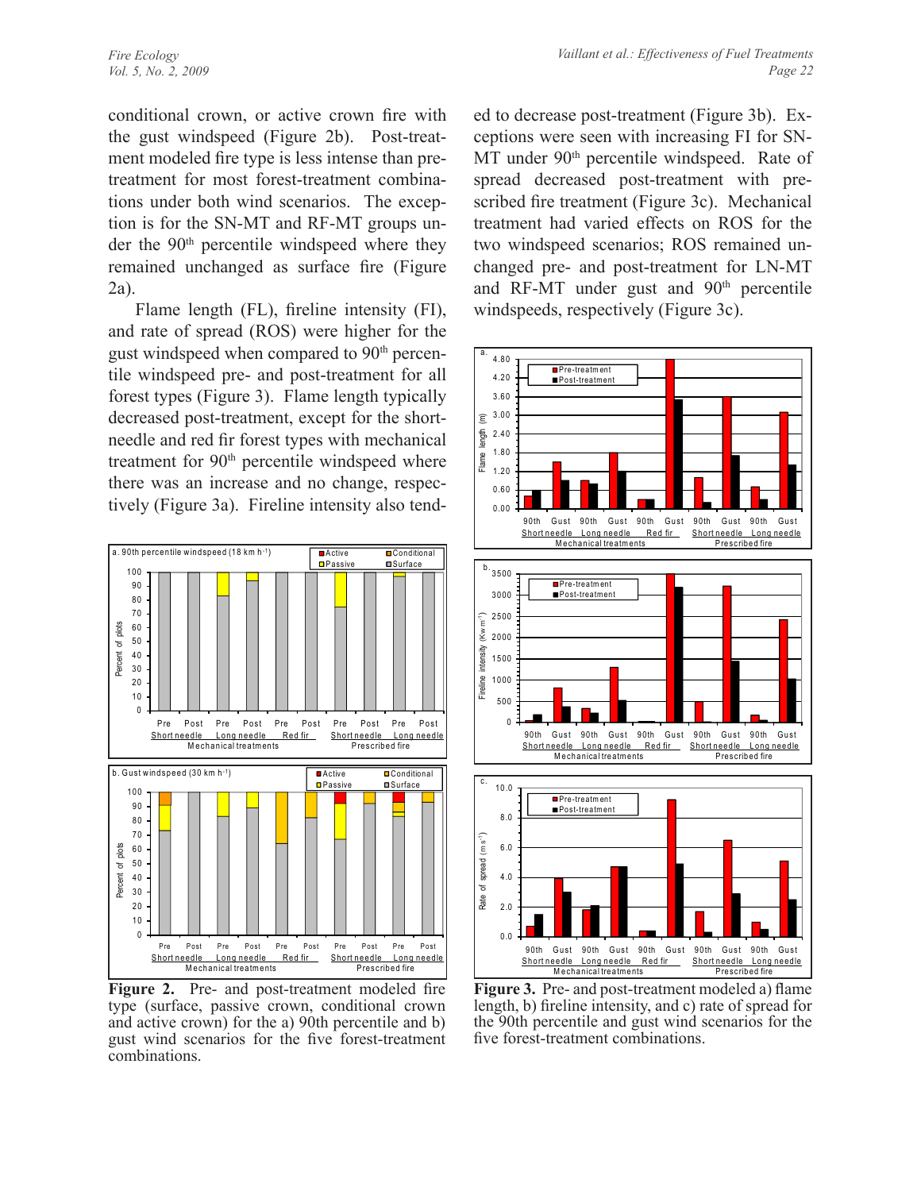conditional crown, or active crown fire with the gust windspeed (Figure 2b). Post-treatment modeled fire type is less intense than pre-treatment for most forest-treatment combinations under both wind scenarios. The exception is for the SN-MT and RF-MT groups under the 90th percentile windspeed where they remained unchanged as surface fire (Figure 2a).

Flame length (FL), fireline intensity (FI), and rate of spread (ROS) were higher for the gust windspeed when compared to 90th percentile windspeed pre- and post-treatment for all forest types (Figure 3). Flame length typically decreased post-treatment, except for the short-needle and red fir forest types with mechanical treatment for 90th percentile windspeed where there was an increase and no change, respectively (Figure 3a). Fireline intensity also tended to decrease post-treatment (Figure 3b). Exceptions were seen with increasing FI for SN-MT under 90th percentile windspeed. Rate of spread decreased post-treatment with prescribed fire treatment (Figure 3c). Mechanical treatment had varied effects on ROS for the two windspeed scenarios; ROS remained unchanged pre- and post-treatment for LN-MT and RF-MT under gust and 90th percentile windspeeds, respectively (Figure 3c).

a. 90th percentile windspeed (18 km h⁻¹)
Active, Conditional, Passive, Surface
Percent of plots
0 10 20 30 40 50 60 70 80 90 100
Pre Post Pre Post Pre Post Pre Post Pre Post
Short needle, Long needle, Red fir, Short needle, Long needle
Mechanical treatments, Prescribed fire

b. Gust windspeed (30 km h⁻¹)
Active, Conditional, Passive, Surface
Percent of plots
0 10 20 30 40 50 60 70 80 90 100
Pre Post Pre Post Pre Post Pre Post Pre Post
Short needle, Long needle, Red fir, Short needle, Long needle
Mechanical treatments, Prescribed fire

**Figure 2.** Pre- and post-treatment modeled fire type (surface, passive crown, conditional crown and active crown) for the a) 90th percentile and b) gust wind scenarios for the five forest-treatment combinations.

a.
Pre-treatment, Post-treatment
Flame length (m)
0.00 0.60 1.20 1.80 2.40 3.00 3.60 4.20 4.80
90th Gust 90th Gust 90th Gust 90th Gust 90th Gust
Short needle, Long needle, Red fir, Short needle, Long needle
Mechanical treatments, Prescribed fire

b.
Pre-treatment, Post-treatment
Fireline intensity (Kw m⁻¹)
0 500 1000 1500 2000 2500 3000 3500
90th Gust 90th Gust 90th Gust 90th Gust 90th Gust
Short needle, Long needle, Red fir, Short needle, Long needle
Mechanical treatments, Prescribed fire

c.
Pre-treatment, Post-treatment
Rate of spread (m s⁻¹)
0.0 2.0 4.0 6.0 8.0 10.0
90th Gust 90th Gust 90th Gust 90th Gust 90th Gust
Short needle, Long needle, Red fir, Short needle, Long needle
Mechanical treatments, Prescribed fire

**Figure 3.** Pre- and post-treatment modeled a) flame length, b) fireline intensity, and c) rate of spread for the 90th percentile and gust wind scenarios for the five forest-treatment combinations.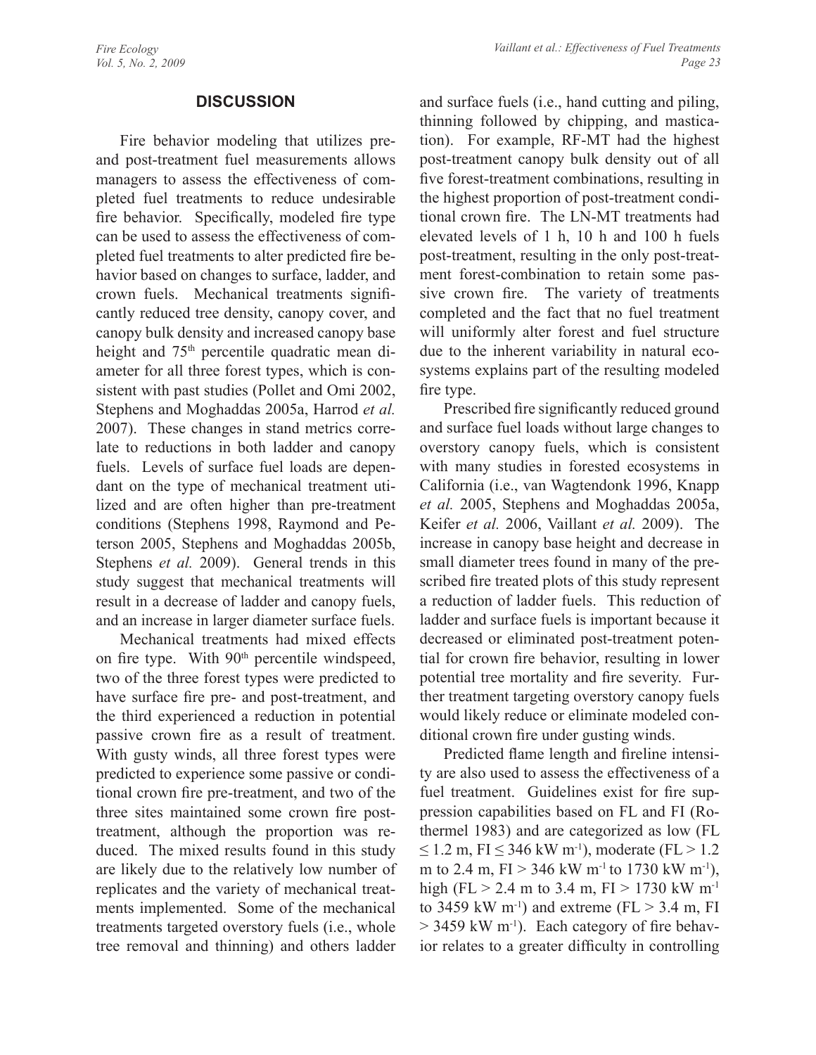## DISCUSSION

Fire behavior modeling that utilizes pre- and post-treatment fuel measurements allows managers to assess the effectiveness of completed fuel treatments to reduce undesirable fire behavior. Specifically, modeled fire type can be used to assess the effectiveness of completed fuel treatments to alter predicted fire behavior based on changes to surface, ladder, and crown fuels. Mechanical treatments significantly reduced tree density, canopy cover, and canopy bulk density and increased canopy base height and 75[th] percentile quadratic mean diameter for all three forest types, which is consistent with past studies (Pollet and Omi 2002, Stephens and Moghaddas 2005a, Harrod *et al.* 2007). These changes in stand metrics correlate to reductions in both ladder and canopy fuels. Levels of surface fuel loads are dependant on the type of mechanical treatment utilized and are often higher than pre-treatment conditions (Stephens 1998, Raymond and Peterson 2005, Stephens and Moghaddas 2005b, Stephens *et al.* 2009). General trends in this study suggest that mechanical treatments will result in a decrease of ladder and canopy fuels, and an increase in larger diameter surface fuels.

Mechanical treatments had mixed effects on fire type. With 90[th] percentile windspeed, two of the three forest types were predicted to have surface fire pre- and post-treatment, and the third experienced a reduction in potential passive crown fire as a result of treatment. With gusty winds, all three forest types were predicted to experience some passive or conditional crown fire pre-treatment, and two of the three sites maintained some crown fire post-treatment, although the proportion was reduced. The mixed results found in this study are likely due to the relatively low number of replicates and the variety of mechanical treatments implemented. Some of the mechanical treatments targeted overstory fuels (i.e., whole tree removal and thinning) and others ladder and surface fuels (i.e., hand cutting and piling, thinning followed by chipping, and mastication). For example, RF-MT had the highest post-treatment canopy bulk density out of all five forest-treatment combinations, resulting in the highest proportion of post-treatment conditional crown fire. The LN-MT treatments had elevated levels of 1 h, 10 h and 100 h fuels post-treatment, resulting in the only post-treatment forest-combination to retain some passive crown fire. The variety of treatments completed and the fact that no fuel treatment will uniformly alter forest and fuel structure due to the inherent variability in natural ecosystems explains part of the resulting modeled fire type.

Prescribed fire significantly reduced ground and surface fuel loads without large changes to overstory canopy fuels, which is consistent with many studies in forested ecosystems in California (i.e., van Wagtendonk 1996, Knapp *et al.* 2005, Stephens and Moghaddas 2005a, Keifer *et al.* 2006, Vaillant *et al.* 2009). The increase in canopy base height and decrease in small diameter trees found in many of the prescribed fire treated plots of this study represent a reduction of ladder fuels. This reduction of ladder and surface fuels is important because it decreased or eliminated post-treatment potential for crown fire behavior, resulting in lower potential tree mortality and fire severity. Further treatment targeting overstory canopy fuels would likely reduce or eliminate modeled conditional crown fire under gusting winds.

Predicted flame length and fireline intensity are also used to assess the effectiveness of a fuel treatment. Guidelines exist for fire suppression capabilities based on FL and FI (Rothermel 1983) and are categorized as low (FL $\leq$ 1.2 m, FI $\leq$ 346 kW m$^{-1}$), moderate (FL > 1.2 m to 2.4 m, FI > 346 kW m$^{-1}$ to 1730 kW m$^{-1}$), high (FL > 2.4 m to 3.4 m, FI > 1730 kW m$^{-1}$ to 3459 kW m$^{-1}$) and extreme (FL > 3.4 m, FI > 3459 kW m$^{-1}$). Each category of fire behavior relates to a greater difficulty in controlling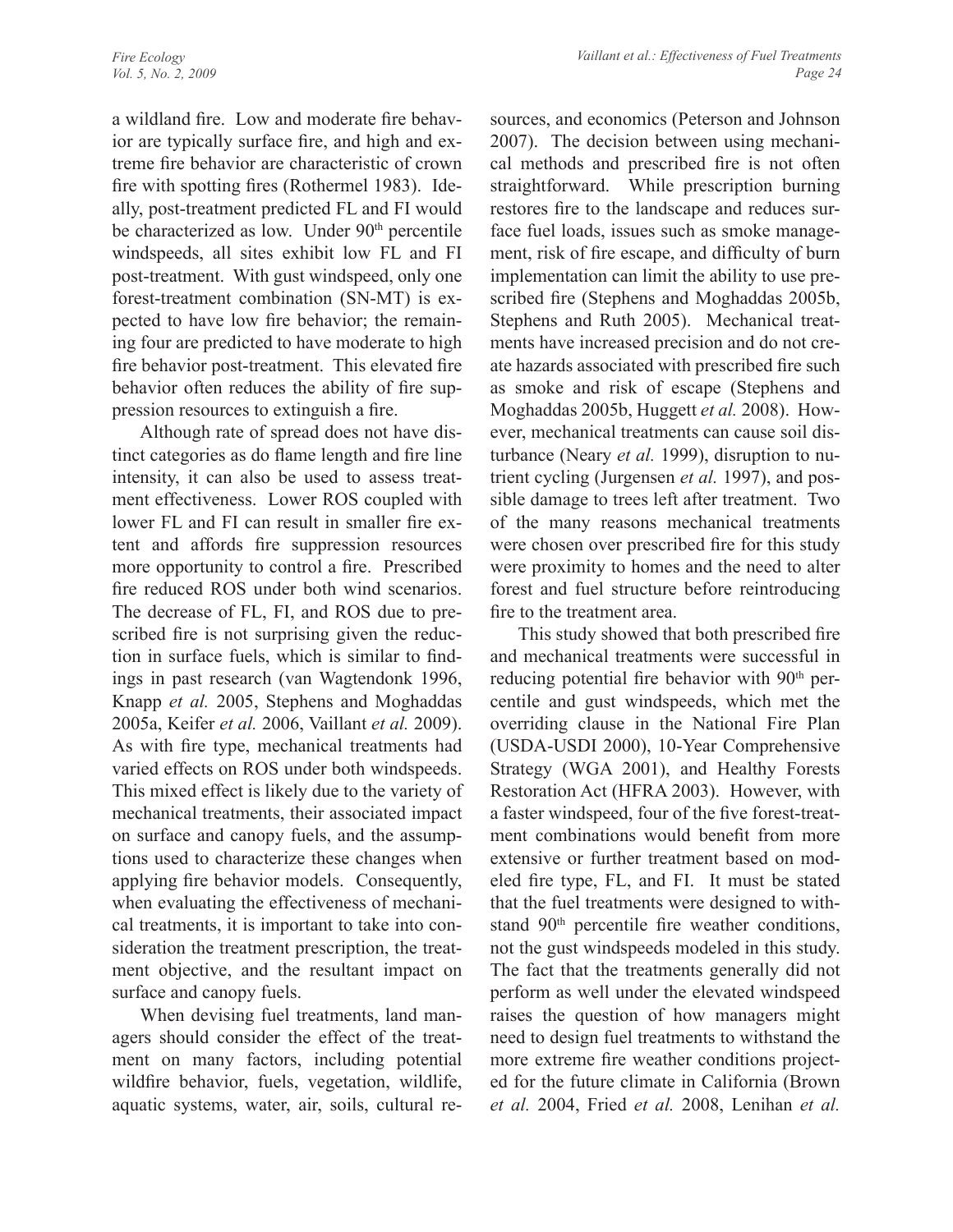a wildland fire. Low and moderate fire behavior are typically surface fire, and high and extreme fire behavior are characteristic of crown fire with spotting fires (Rothermel 1983). Ideally, post-treatment predicted FL and FI would be characterized as low. Under 90th percentile windspeeds, all sites exhibit low FL and FI post-treatment. With gust windspeed, only one forest-treatment combination (SN-MT) is expected to have low fire behavior; the remaining four are predicted to have moderate to high fire behavior post-treatment. This elevated fire behavior often reduces the ability of fire suppression resources to extinguish a fire.

Although rate of spread does not have distinct categories as do flame length and fire line intensity, it can also be used to assess treatment effectiveness. Lower ROS coupled with lower FL and FI can result in smaller fire extent and affords fire suppression resources more opportunity to control a fire. Prescribed fire reduced ROS under both wind scenarios. The decrease of FL, FI, and ROS due to prescribed fire is not surprising given the reduction in surface fuels, which is similar to findings in past research (van Wagtendonk 1996, Knapp *et al.* 2005, Stephens and Moghaddas 2005a, Keifer *et al.* 2006, Vaillant *et al.* 2009). As with fire type, mechanical treatments had varied effects on ROS under both windspeeds. This mixed effect is likely due to the variety of mechanical treatments, their associated impact on surface and canopy fuels, and the assumptions used to characterize these changes when applying fire behavior models. Consequently, when evaluating the effectiveness of mechanical treatments, it is important to take into consideration the treatment prescription, the treatment objective, and the resultant impact on surface and canopy fuels.

When devising fuel treatments, land managers should consider the effect of the treatment on many factors, including potential wildfire behavior, fuels, vegetation, wildlife, aquatic systems, water, air, soils, cultural resources, and economics (Peterson and Johnson 2007). The decision between using mechanical methods and prescribed fire is not often straightforward. While prescription burning restores fire to the landscape and reduces surface fuel loads, issues such as smoke management, risk of fire escape, and difficulty of burn implementation can limit the ability to use prescribed fire (Stephens and Moghaddas 2005b, Stephens and Ruth 2005). Mechanical treatments have increased precision and do not create hazards associated with prescribed fire such as smoke and risk of escape (Stephens and Moghaddas 2005b, Huggett *et al.* 2008). However, mechanical treatments can cause soil disturbance (Neary *et al.* 1999), disruption to nutrient cycling (Jurgensen *et al.* 1997), and possible damage to trees left after treatment. Two of the many reasons mechanical treatments were chosen over prescribed fire for this study were proximity to homes and the need to alter forest and fuel structure before reintroducing fire to the treatment area.

This study showed that both prescribed fire and mechanical treatments were successful in reducing potential fire behavior with 90th percentile and gust windspeeds, which met the overriding clause in the National Fire Plan (USDA-USDI 2000), 10-Year Comprehensive Strategy (WGA 2001), and Healthy Forests Restoration Act (HFRA 2003). However, with a faster windspeed, four of the five forest-treatment combinations would benefit from more extensive or further treatment based on modeled fire type, FL, and FI. It must be stated that the fuel treatments were designed to withstand 90th percentile fire weather conditions, not the gust windspeeds modeled in this study. The fact that the treatments generally did not perform as well under the elevated windspeed raises the question of how managers might need to design fuel treatments to withstand the more extreme fire weather conditions projected for the future climate in California (Brown *et al.* 2004, Fried *et al.* 2008, Lenihan *et al.*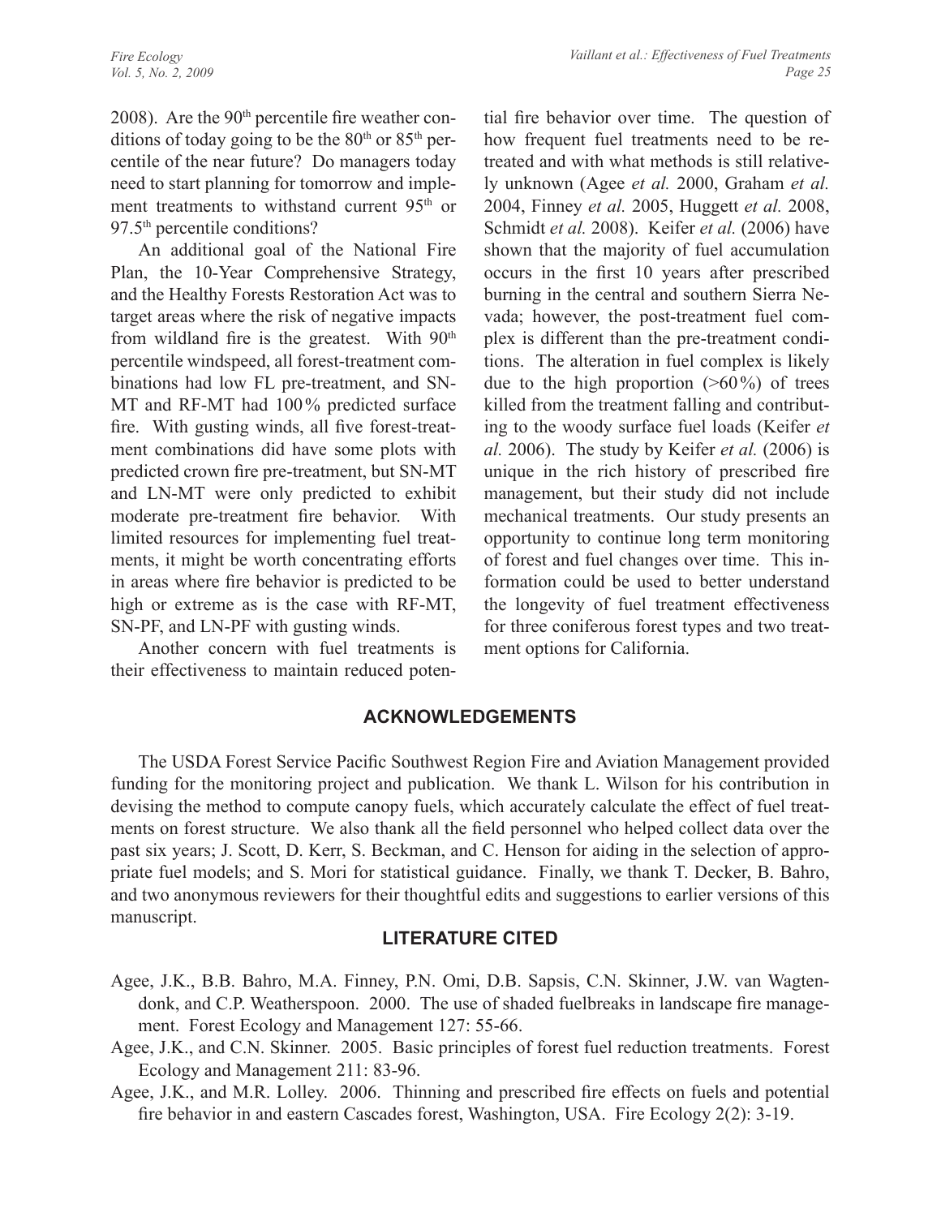2008). Are the 90th percentile fire weather conditions of today going to be the 80th or 85th percentile of the near future? Do managers today need to start planning for tomorrow and implement treatments to withstand current 95th or 97.5th percentile conditions?

An additional goal of the National Fire Plan, the 10-Year Comprehensive Strategy, and the Healthy Forests Restoration Act was to target areas where the risk of negative impacts from wildland fire is the greatest. With 90th percentile windspeed, all forest-treatment combinations had low FL pre-treatment, and SN-MT and RF-MT had 100 % predicted surface fire. With gusting winds, all five forest-treatment combinations did have some plots with predicted crown fire pre-treatment, but SN-MT and LN-MT were only predicted to exhibit moderate pre-treatment fire behavior. With limited resources for implementing fuel treatments, it might be worth concentrating efforts in areas where fire behavior is predicted to be high or extreme as is the case with RF-MT, SN-PF, and LN-PF with gusting winds.

Another concern with fuel treatments is their effectiveness to maintain reduced potential fire behavior over time. The question of how frequent fuel treatments need to be retreated and with what methods is still relatively unknown (Agee *et al.* 2000, Graham *et al.* 2004, Finney *et al.* 2005, Huggett *et al.* 2008, Schmidt *et al.* 2008). Keifer *et al.* (2006) have shown that the majority of fuel accumulation occurs in the first 10 years after prescribed burning in the central and southern Sierra Nevada; however, the post-treatment fuel complex is different than the pre-treatment conditions. The alteration in fuel complex is likely due to the high proportion (>60 %) of trees killed from the treatment falling and contributing to the woody surface fuel loads (Keifer *et al.* 2006). The study by Keifer *et al.* (2006) is unique in the rich history of prescribed fire management, but their study did not include mechanical treatments. Our study presents an opportunity to continue long term monitoring of forest and fuel changes over time. This information could be used to better understand the longevity of fuel treatment effectiveness for three coniferous forest types and two treatment options for California.

## ACKNOWLEDGEMENTS

The USDA Forest Service Pacific Southwest Region Fire and Aviation Management provided funding for the monitoring project and publication. We thank L. Wilson for his contribution in devising the method to compute canopy fuels, which accurately calculate the effect of fuel treatments on forest structure. We also thank all the field personnel who helped collect data over the past six years; J. Scott, D. Kerr, S. Beckman, and C. Henson for aiding in the selection of appropriate fuel models; and S. Mori for statistical guidance. Finally, we thank T. Decker, B. Bahro, and two anonymous reviewers for their thoughtful edits and suggestions to earlier versions of this manuscript.

## LITERATURE CITED

Agee, J.K., B.B. Bahro, M.A. Finney, P.N. Omi, D.B. Sapsis, C.N. Skinner, J.W. van Wagtendonk, and C.P. Weatherspoon. 2000. The use of shaded fuelbreaks in landscape fire management. Forest Ecology and Management 127: 55-66.

Agee, J.K., and C.N. Skinner. 2005. Basic principles of forest fuel reduction treatments. Forest Ecology and Management 211: 83-96.

Agee, J.K., and M.R. Lolley. 2006. Thinning and prescribed fire effects on fuels and potential fire behavior in and eastern Cascades forest, Washington, USA. Fire Ecology 2(2): 3-19.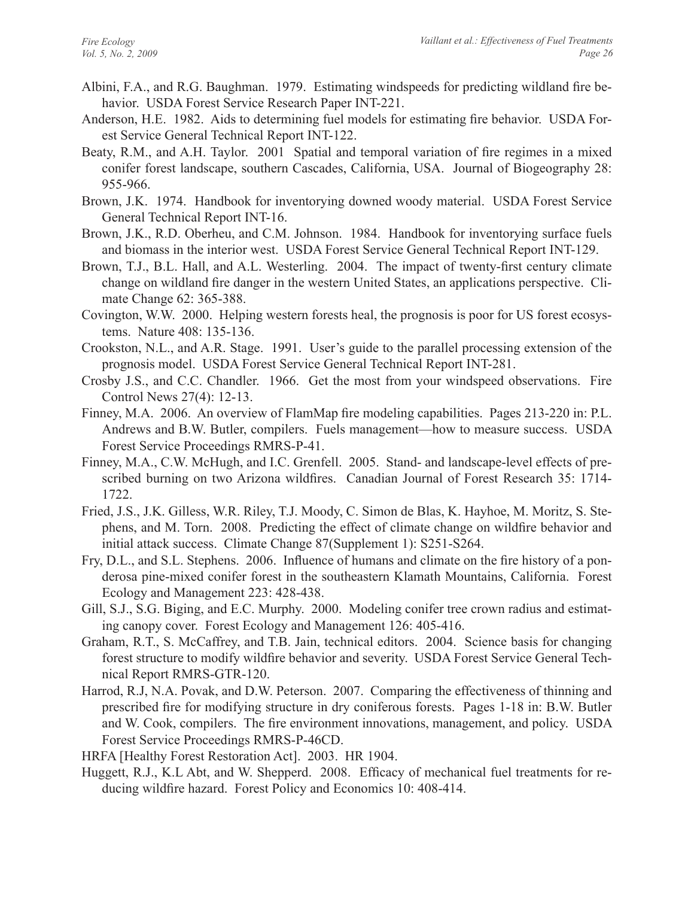Albini, F.A., and R.G. Baughman. 1979. Estimating windspeeds for predicting wildland fire behavior. USDA Forest Service Research Paper INT-221.

Anderson, H.E. 1982. Aids to determining fuel models for estimating fire behavior. USDA Forest Service General Technical Report INT-122.

Beaty, R.M., and A.H. Taylor. 2001 Spatial and temporal variation of fire regimes in a mixed conifer forest landscape, southern Cascades, California, USA. Journal of Biogeography 28: 955-966.

Brown, J.K. 1974. Handbook for inventorying downed woody material. USDA Forest Service General Technical Report INT-16.

Brown, J.K., R.D. Oberheu, and C.M. Johnson. 1984. Handbook for inventorying surface fuels and biomass in the interior west. USDA Forest Service General Technical Report INT-129.

Brown, T.J., B.L. Hall, and A.L. Westerling. 2004. The impact of twenty-first century climate change on wildland fire danger in the western United States, an applications perspective. Climate Change 62: 365-388.

Covington, W.W. 2000. Helping western forests heal, the prognosis is poor for US forest ecosystems. Nature 408: 135-136.

Crookston, N.L., and A.R. Stage. 1991. User's guide to the parallel processing extension of the prognosis model. USDA Forest Service General Technical Report INT-281.

Crosby J.S., and C.C. Chandler. 1966. Get the most from your windspeed observations. Fire Control News 27(4): 12-13.

Finney, M.A. 2006. An overview of FlamMap fire modeling capabilities. Pages 213-220 in: P.L. Andrews and B.W. Butler, compilers. Fuels management—how to measure success. USDA Forest Service Proceedings RMRS-P-41.

Finney, M.A., C.W. McHugh, and I.C. Grenfell. 2005. Stand- and landscape-level effects of prescribed burning on two Arizona wildfires. Canadian Journal of Forest Research 35: 1714-1722.

Fried, J.S., J.K. Gilless, W.R. Riley, T.J. Moody, C. Simon de Blas, K. Hayhoe, M. Moritz, S. Stephens, and M. Torn. 2008. Predicting the effect of climate change on wildfire behavior and initial attack success. Climate Change 87(Supplement 1): S251-S264.

Fry, D.L., and S.L. Stephens. 2006. Influence of humans and climate on the fire history of a ponderosa pine-mixed conifer forest in the southeastern Klamath Mountains, California. Forest Ecology and Management 223: 428-438.

Gill, S.J., S.G. Biging, and E.C. Murphy. 2000. Modeling conifer tree crown radius and estimating canopy cover. Forest Ecology and Management 126: 405-416.

Graham, R.T., S. McCaffrey, and T.B. Jain, technical editors. 2004. Science basis for changing forest structure to modify wildfire behavior and severity. USDA Forest Service General Technical Report RMRS-GTR-120.

Harrod, R.J, N.A. Povak, and D.W. Peterson. 2007. Comparing the effectiveness of thinning and prescribed fire for modifying structure in dry coniferous forests. Pages 1-18 in: B.W. Butler and W. Cook, compilers. The fire environment innovations, management, and policy. USDA Forest Service Proceedings RMRS-P-46CD.

HRFA [Healthy Forest Restoration Act]. 2003. HR 1904.

Huggett, R.J., K.L Abt, and W. Shepperd. 2008. Efficacy of mechanical fuel treatments for reducing wildfire hazard. Forest Policy and Economics 10: 408-414.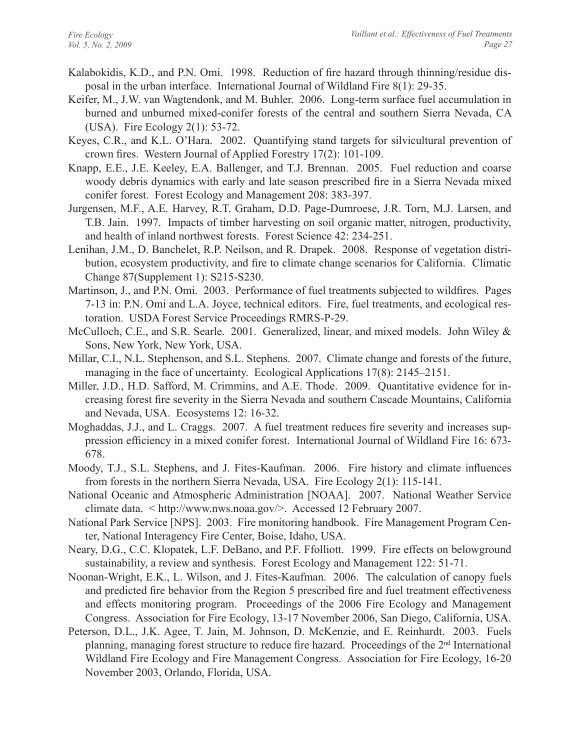Kalabokidis, K.D., and P.N. Omi. 1998. Reduction of fire hazard through thinning/residue disposal in the urban interface. International Journal of Wildland Fire 8(1): 29-35.

Keifer, M., J.W. van Wagtendonk, and M. Buhler. 2006. Long-term surface fuel accumulation in burned and unburned mixed-conifer forests of the central and southern Sierra Nevada, CA (USA). Fire Ecology 2(1): 53-72.

Keyes, C.R., and K.L. O'Hara. 2002. Quantifying stand targets for silvicultural prevention of crown fires. Western Journal of Applied Forestry 17(2): 101-109.

Knapp, E.E., J.E. Keeley, E.A. Ballenger, and T.J. Brennan. 2005. Fuel reduction and coarse woody debris dynamics with early and late season prescribed fire in a Sierra Nevada mixed conifer forest. Forest Ecology and Management 208: 383-397.

Jurgensen, M.F., A.E. Harvey, R.T. Graham, D.D. Page-Dumroese, J.R. Torn, M.J. Larsen, and T.B. Jain. 1997. Impacts of timber harvesting on soil organic matter, nitrogen, productivity, and health of inland northwest forests. Forest Science 42: 234-251.

Lenihan, J.M., D. Banchelet, R.P. Neilson, and R. Drapek. 2008. Response of vegetation distribution, ecosystem productivity, and fire to climate change scenarios for California. Climatic Change 87(Supplement 1): S215-S230.

Martinson, J., and P.N. Omi. 2003. Performance of fuel treatments subjected to wildfires. Pages 7-13 in: P.N. Omi and L.A. Joyce, technical editors. Fire, fuel treatments, and ecological restoration. USDA Forest Service Proceedings RMRS-P-29.

McCulloch, C.E., and S.R. Searle. 2001. Generalized, linear, and mixed models. John Wiley & Sons, New York, New York, USA.

Millar, C.I., N.L. Stephenson, and S.L. Stephens. 2007. Climate change and forests of the future, managing in the face of uncertainty. Ecological Applications 17(8): 2145–2151.

Miller, J.D., H.D. Safford, M. Crimmins, and A.E. Thode. 2009. Quantitative evidence for increasing forest fire severity in the Sierra Nevada and southern Cascade Mountains, California and Nevada, USA. Ecosystems 12: 16-32.

Moghaddas, J.J., and L. Craggs. 2007. A fuel treatment reduces fire severity and increases suppression efficiency in a mixed conifer forest. International Journal of Wildland Fire 16: 673-678.

Moody, T.J., S.L. Stephens, and J. Fites-Kaufman. 2006. Fire history and climate influences from forests in the northern Sierra Nevada, USA. Fire Ecology 2(1): 115-141.

National Oceanic and Atmospheric Administration [NOAA]. 2007. National Weather Service climate data. < http://www.nws.noaa.gov/>. Accessed 12 February 2007.

National Park Service [NPS]. 2003. Fire monitoring handbook. Fire Management Program Center, National Interagency Fire Center, Boise, Idaho, USA.

Neary, D.G., C.C. Klopatek, L.F. DeBano, and P.F. Ffolliott. 1999. Fire effects on belowground sustainability, a review and synthesis. Forest Ecology and Management 122: 51-71.

Noonan-Wright, E.K., L. Wilson, and J. Fites-Kaufman. 2006. The calculation of canopy fuels and predicted fire behavior from the Region 5 prescribed fire and fuel treatment effectiveness and effects monitoring program. Proceedings of the 2006 Fire Ecology and Management Congress. Association for Fire Ecology, 13-17 November 2006, San Diego, California, USA.

Peterson, D.L., J.K. Agee, T. Jain, M. Johnson, D. McKenzie, and E. Reinhardt. 2003. Fuels planning, managing forest structure to reduce fire hazard. Proceedings of the 2nd International Wildland Fire Ecology and Fire Management Congress. Association for Fire Ecology, 16-20 November 2003, Orlando, Florida, USA.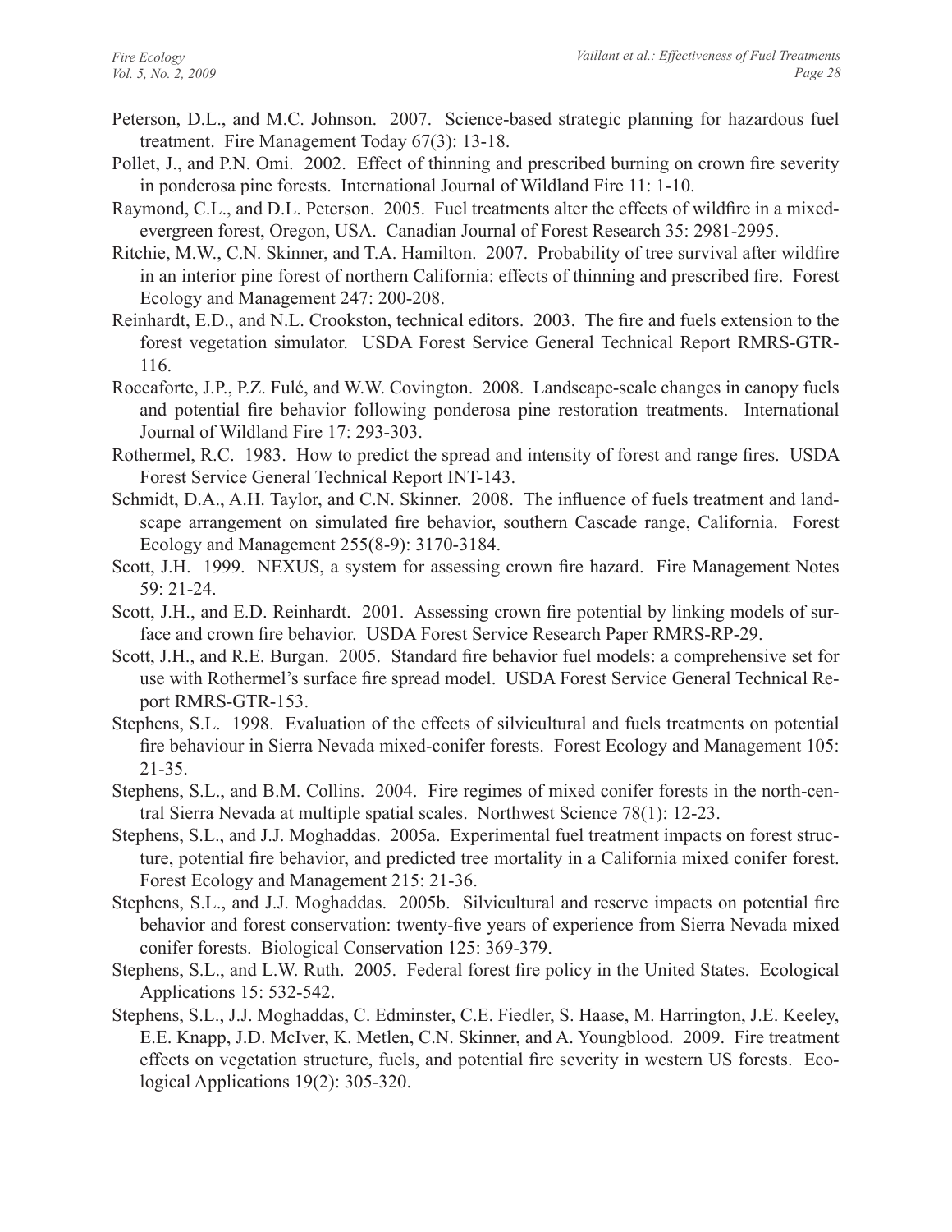Peterson, D.L., and M.C. Johnson. 2007. Science-based strategic planning for hazardous fuel treatment. Fire Management Today 67(3): 13-18.

Pollet, J., and P.N. Omi. 2002. Effect of thinning and prescribed burning on crown fire severity in ponderosa pine forests. International Journal of Wildland Fire 11: 1-10.

Raymond, C.L., and D.L. Peterson. 2005. Fuel treatments alter the effects of wildfire in a mixed-evergreen forest, Oregon, USA. Canadian Journal of Forest Research 35: 2981-2995.

Ritchie, M.W., C.N. Skinner, and T.A. Hamilton. 2007. Probability of tree survival after wildfire in an interior pine forest of northern California: effects of thinning and prescribed fire. Forest Ecology and Management 247: 200-208.

Reinhardt, E.D., and N.L. Crookston, technical editors. 2003. The fire and fuels extension to the forest vegetation simulator. USDA Forest Service General Technical Report RMRS-GTR-116.

Roccaforte, J.P., P.Z. Fulé, and W.W. Covington. 2008. Landscape-scale changes in canopy fuels and potential fire behavior following ponderosa pine restoration treatments. International Journal of Wildland Fire 17: 293-303.

Rothermel, R.C. 1983. How to predict the spread and intensity of forest and range fires. USDA Forest Service General Technical Report INT-143.

Schmidt, D.A., A.H. Taylor, and C.N. Skinner. 2008. The influence of fuels treatment and landscape arrangement on simulated fire behavior, southern Cascade range, California. Forest Ecology and Management 255(8-9): 3170-3184.

Scott, J.H. 1999. NEXUS, a system for assessing crown fire hazard. Fire Management Notes 59: 21-24.

Scott, J.H., and E.D. Reinhardt. 2001. Assessing crown fire potential by linking models of surface and crown fire behavior. USDA Forest Service Research Paper RMRS-RP-29.

Scott, J.H., and R.E. Burgan. 2005. Standard fire behavior fuel models: a comprehensive set for use with Rothermel's surface fire spread model. USDA Forest Service General Technical Report RMRS-GTR-153.

Stephens, S.L. 1998. Evaluation of the effects of silvicultural and fuels treatments on potential fire behaviour in Sierra Nevada mixed-conifer forests. Forest Ecology and Management 105: 21-35.

Stephens, S.L., and B.M. Collins. 2004. Fire regimes of mixed conifer forests in the north-central Sierra Nevada at multiple spatial scales. Northwest Science 78(1): 12-23.

Stephens, S.L., and J.J. Moghaddas. 2005a. Experimental fuel treatment impacts on forest structure, potential fire behavior, and predicted tree mortality in a California mixed conifer forest. Forest Ecology and Management 215: 21-36.

Stephens, S.L., and J.J. Moghaddas. 2005b. Silvicultural and reserve impacts on potential fire behavior and forest conservation: twenty-five years of experience from Sierra Nevada mixed conifer forests. Biological Conservation 125: 369-379.

Stephens, S.L., and L.W. Ruth. 2005. Federal forest fire policy in the United States. Ecological Applications 15: 532-542.

Stephens, S.L., J.J. Moghaddas, C. Edminster, C.E. Fiedler, S. Haase, M. Harrington, J.E. Keeley, E.E. Knapp, J.D. McIver, K. Metlen, C.N. Skinner, and A. Youngblood. 2009. Fire treatment effects on vegetation structure, fuels, and potential fire severity in western US forests. Ecological Applications 19(2): 305-320.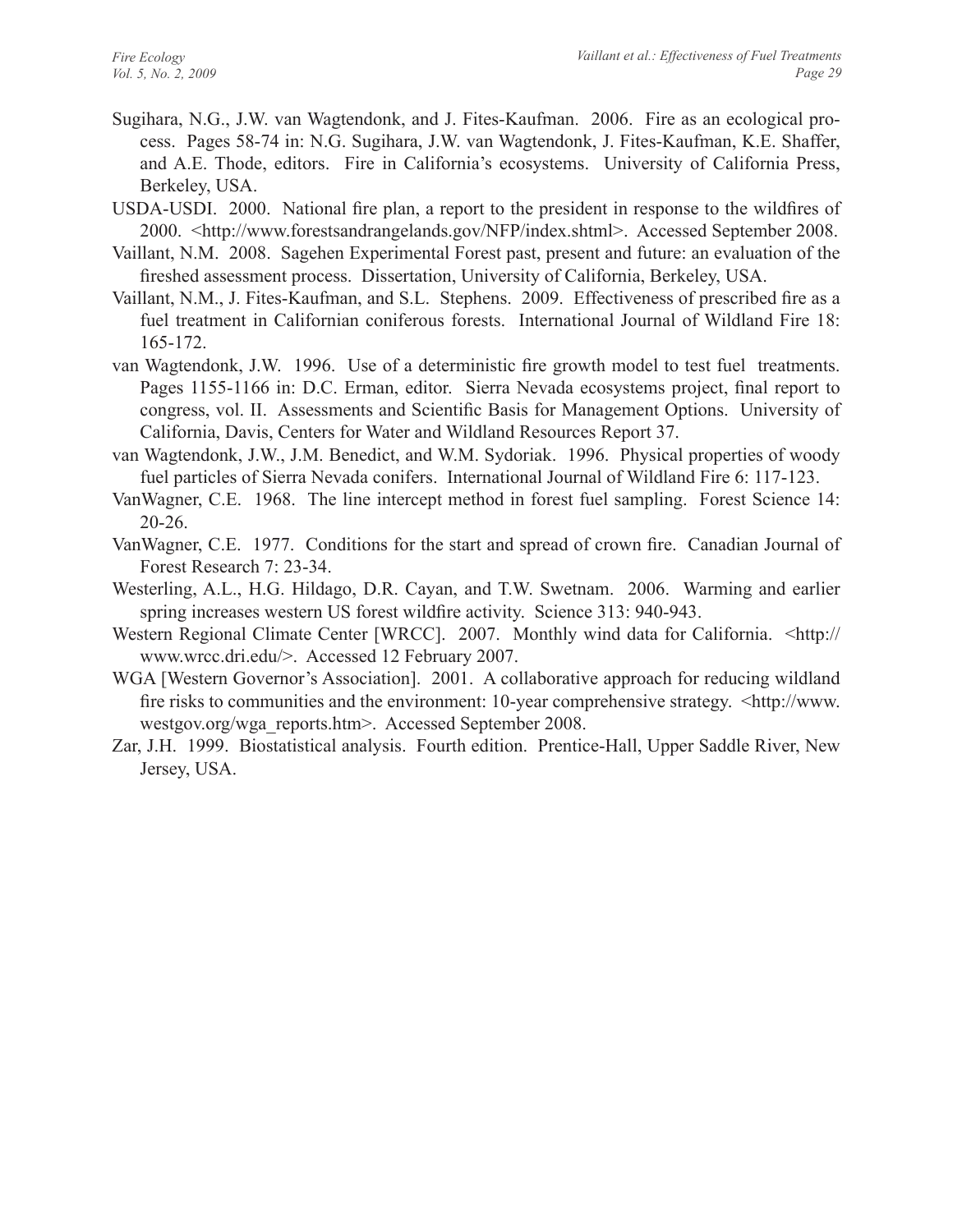Sugihara, N.G., J.W. van Wagtendonk, and J. Fites-Kaufman. 2006. Fire as an ecological process. Pages 58-74 in: N.G. Sugihara, J.W. van Wagtendonk, J. Fites-Kaufman, K.E. Shaffer, and A.E. Thode, editors. Fire in California's ecosystems. University of California Press, Berkeley, USA.

USDA-USDI. 2000. National fire plan, a report to the president in response to the wildfires of 2000. <http://www.forestsandrangelands.gov/NFP/index.shtml>. Accessed September 2008.

Vaillant, N.M. 2008. Sagehen Experimental Forest past, present and future: an evaluation of the fireshed assessment process. Dissertation, University of California, Berkeley, USA.

Vaillant, N.M., J. Fites-Kaufman, and S.L. Stephens. 2009. Effectiveness of prescribed fire as a fuel treatment in Californian coniferous forests. International Journal of Wildland Fire 18: 165-172.

van Wagtendonk, J.W. 1996. Use of a deterministic fire growth model to test fuel treatments. Pages 1155-1166 in: D.C. Erman, editor. Sierra Nevada ecosystems project, final report to congress, vol. II. Assessments and Scientific Basis for Management Options. University of California, Davis, Centers for Water and Wildland Resources Report 37.

van Wagtendonk, J.W., J.M. Benedict, and W.M. Sydoriak. 1996. Physical properties of woody fuel particles of Sierra Nevada conifers. International Journal of Wildland Fire 6: 117-123.

VanWagner, C.E. 1968. The line intercept method in forest fuel sampling. Forest Science 14: 20-26.

VanWagner, C.E. 1977. Conditions for the start and spread of crown fire. Canadian Journal of Forest Research 7: 23-34.

Westerling, A.L., H.G. Hildago, D.R. Cayan, and T.W. Swetnam. 2006. Warming and earlier spring increases western US forest wildfire activity. Science 313: 940-943.

Western Regional Climate Center [WRCC]. 2007. Monthly wind data for California. <http://www.wrcc.dri.edu/>. Accessed 12 February 2007.

WGA [Western Governor's Association]. 2001. A collaborative approach for reducing wildland fire risks to communities and the environment: 10-year comprehensive strategy. <http://www.westgov.org/wga_reports.htm>. Accessed September 2008.

Zar, J.H. 1999. Biostatistical analysis. Fourth edition. Prentice-Hall, Upper Saddle River, New Jersey, USA.